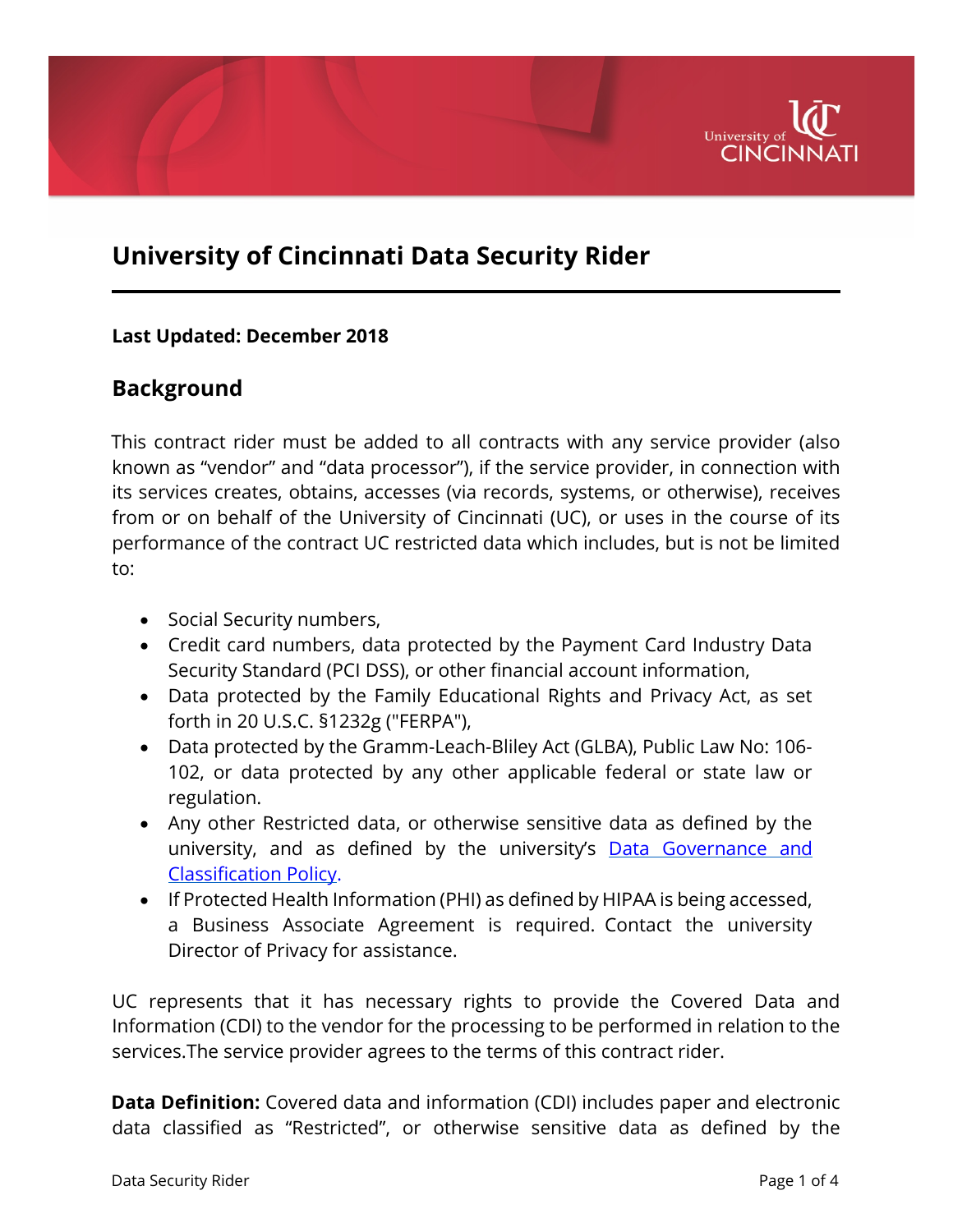# University of Cincinnati Data Security Rider

**Last Updated: December 2018**

## Background

This contract rider must be added to all contracts with any service provider (also known as "vendor" and "data processor"), if the service provider, in connection with its services creates, obtains, accesses (via records, systems, or otherwise), receives from or on behalf of the University of Cincinnati (UC), or uses in the course of its performance of the contract UC restricted data which includes, but is not be limited to:

- Social Security numbers,
- Credit card numbers, data protected by the Payment Card Industry Data Security Standard (PCI DSS), or other financial account information,
- Data protected by the Family Educational Rights and Privacy Act, as set forth in 20 U.S.C. §1232g ("FERPA"),
- Data protected by the Gramm-Leach-Bliley Act (GLBA), Public Law No: 106-102, or data protected by any other applicable federal or state law or regulation.
- Any other Restricted data, or otherwise sensitive data as defined by the university, and as defined by the university's [Data Governance and Classification Policy](Data Governance and Classification Policy).
- If Protected Health Information (PHI) as defined by HIPAA is being accessed, a Business Associate Agreement is required. Contact the university Director of Privacy for assistance.

UC represents that it has necessary rights to provide the Covered Data and Information (CDI) to the vendor for the processing to be performed in relation to the services.The service provider agrees to the terms of this contract rider.

**Data Definition:** Covered data and information (CDI) includes paper and electronic data classified as "Restricted", or otherwise sensitive data as defined by the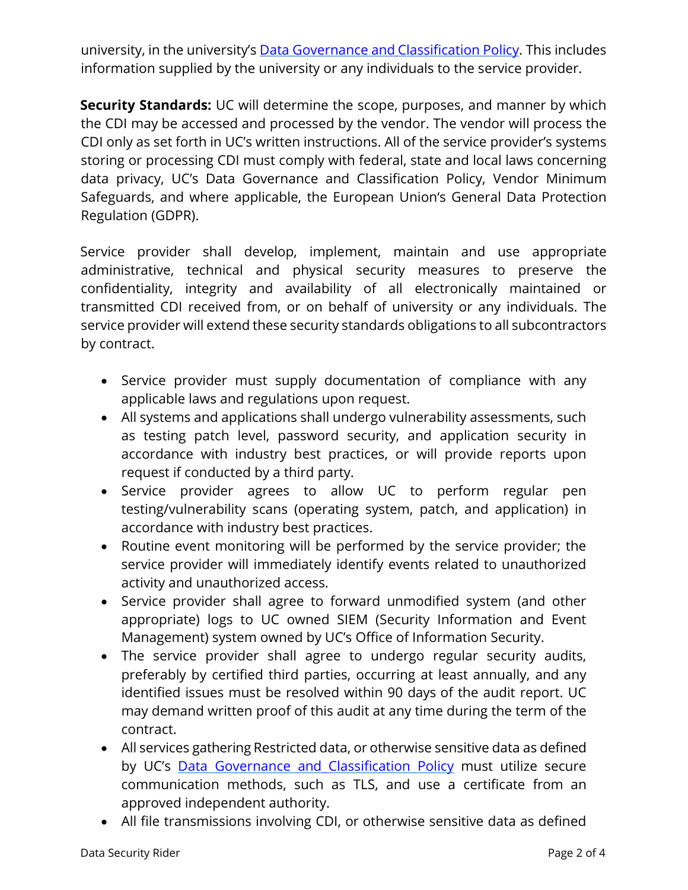university, in the university's [Data Governance and Classification Policy](). This includes information supplied by the university or any individuals to the service provider.

**Security Standards:** UC will determine the scope, purposes, and manner by which the CDI may be accessed and processed by the vendor. The vendor will process the CDI only as set forth in UC's written instructions. All of the service provider's systems storing or processing CDI must comply with federal, state and local laws concerning data privacy, UC's Data Governance and Classification Policy, Vendor Minimum Safeguards, and where applicable, the European Union's General Data Protection Regulation (GDPR).

Service provider shall develop, implement, maintain and use appropriate administrative, technical and physical security measures to preserve the confidentiality, integrity and availability of all electronically maintained or transmitted CDI received from, or on behalf of university or any individuals. The service provider will extend these security standards obligations to all subcontractors by contract.

- Service provider must supply documentation of compliance with any applicable laws and regulations upon request.
- All systems and applications shall undergo vulnerability assessments, such as testing patch level, password security, and application security in accordance with industry best practices, or will provide reports upon request if conducted by a third party.
- Service provider agrees to allow UC to perform regular pen testing/vulnerability scans (operating system, patch, and application) in accordance with industry best practices.
- Routine event monitoring will be performed by the service provider; the service provider will immediately identify events related to unauthorized activity and unauthorized access.
- Service provider shall agree to forward unmodified system (and other appropriate) logs to UC owned SIEM (Security Information and Event Management) system owned by UC's Office of Information Security.
- The service provider shall agree to undergo regular security audits, preferably by certified third parties, occurring at least annually, and any identified issues must be resolved within 90 days of the audit report. UC may demand written proof of this audit at any time during the term of the contract.
- All services gathering Restricted data, or otherwise sensitive data as defined by UC's [Data Governance and Classification Policy]() must utilize secure communication methods, such as TLS, and use a certificate from an approved independent authority.
- All file transmissions involving CDI, or otherwise sensitive data as defined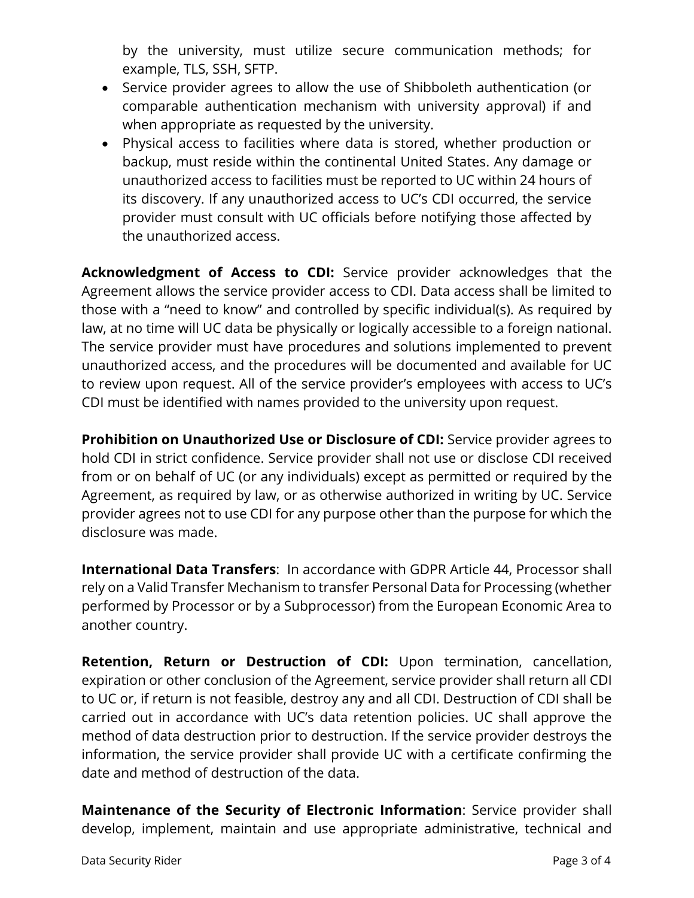by the university, must utilize secure communication methods; for example, TLS, SSH, SFTP.

- Service provider agrees to allow the use of Shibboleth authentication (or comparable authentication mechanism with university approval) if and when appropriate as requested by the university.
- Physical access to facilities where data is stored, whether production or backup, must reside within the continental United States. Any damage or unauthorized access to facilities must be reported to UC within 24 hours of its discovery. If any unauthorized access to UC's CDI occurred, the service provider must consult with UC officials before notifying those affected by the unauthorized access.

**Acknowledgment of Access to CDI:** Service provider acknowledges that the Agreement allows the service provider access to CDI. Data access shall be limited to those with a "need to know" and controlled by specific individual(s). As required by law, at no time will UC data be physically or logically accessible to a foreign national. The service provider must have procedures and solutions implemented to prevent unauthorized access, and the procedures will be documented and available for UC to review upon request. All of the service provider's employees with access to UC's CDI must be identified with names provided to the university upon request.

**Prohibition on Unauthorized Use or Disclosure of CDI:** Service provider agrees to hold CDI in strict confidence. Service provider shall not use or disclose CDI received from or on behalf of UC (or any individuals) except as permitted or required by the Agreement, as required by law, or as otherwise authorized in writing by UC. Service provider agrees not to use CDI for any purpose other than the purpose for which the disclosure was made.

**International Data Transfers**: In accordance with GDPR Article 44, Processor shall rely on a Valid Transfer Mechanism to transfer Personal Data for Processing (whether performed by Processor or by a Subprocessor) from the European Economic Area to another country.

**Retention, Return or Destruction of CDI:** Upon termination, cancellation, expiration or other conclusion of the Agreement, service provider shall return all CDI to UC or, if return is not feasible, destroy any and all CDI. Destruction of CDI shall be carried out in accordance with UC's data retention policies. UC shall approve the method of data destruction prior to destruction. If the service provider destroys the information, the service provider shall provide UC with a certificate confirming the date and method of destruction of the data.

**Maintenance of the Security of Electronic Information**: Service provider shall develop, implement, maintain and use appropriate administrative, technical and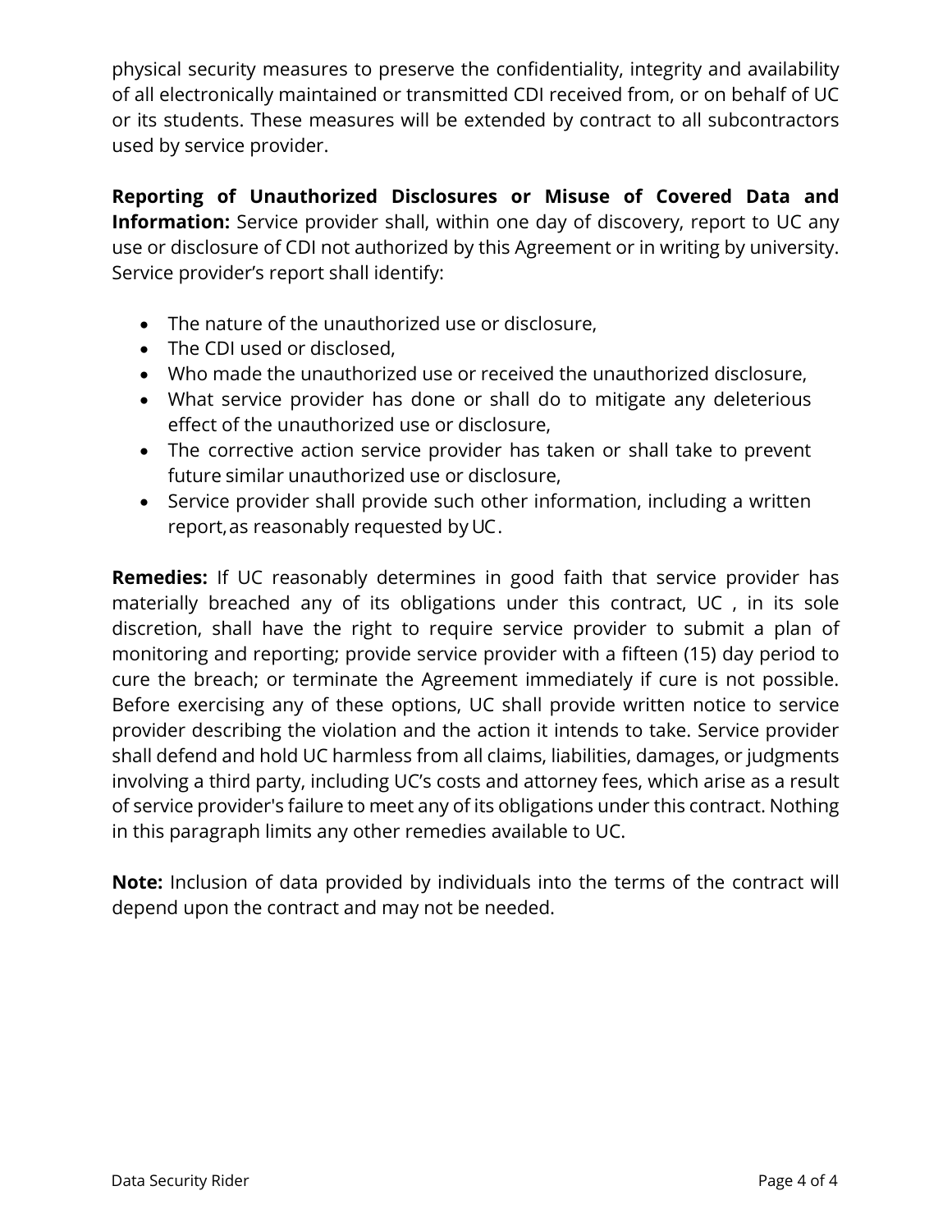physical security measures to preserve the confidentiality, integrity and availability of all electronically maintained or transmitted CDI received from, or on behalf of UC or its students. These measures will be extended by contract to all subcontractors used by service provider.

**Reporting of Unauthorized Disclosures or Misuse of Covered Data and Information:** Service provider shall, within one day of discovery, report to UC any use or disclosure of CDI not authorized by this Agreement or in writing by university. Service provider's report shall identify:

- The nature of the unauthorized use or disclosure,
- The CDI used or disclosed,
- Who made the unauthorized use or received the unauthorized disclosure,
- What service provider has done or shall do to mitigate any deleterious effect of the unauthorized use or disclosure,
- The corrective action service provider has taken or shall take to prevent future similar unauthorized use or disclosure,
- Service provider shall provide such other information, including a written report, as reasonably requested by UC.

**Remedies:** If UC reasonably determines in good faith that service provider has materially breached any of its obligations under this contract, UC , in its sole discretion, shall have the right to require service provider to submit a plan of monitoring and reporting; provide service provider with a fifteen (15) day period to cure the breach; or terminate the Agreement immediately if cure is not possible. Before exercising any of these options, UC shall provide written notice to service provider describing the violation and the action it intends to take. Service provider shall defend and hold UC harmless from all claims, liabilities, damages, or judgments involving a third party, including UC's costs and attorney fees, which arise as a result of service provider's failure to meet any of its obligations under this contract. Nothing in this paragraph limits any other remedies available to UC.

**Note:** Inclusion of data provided by individuals into the terms of the contract will depend upon the contract and may not be needed.